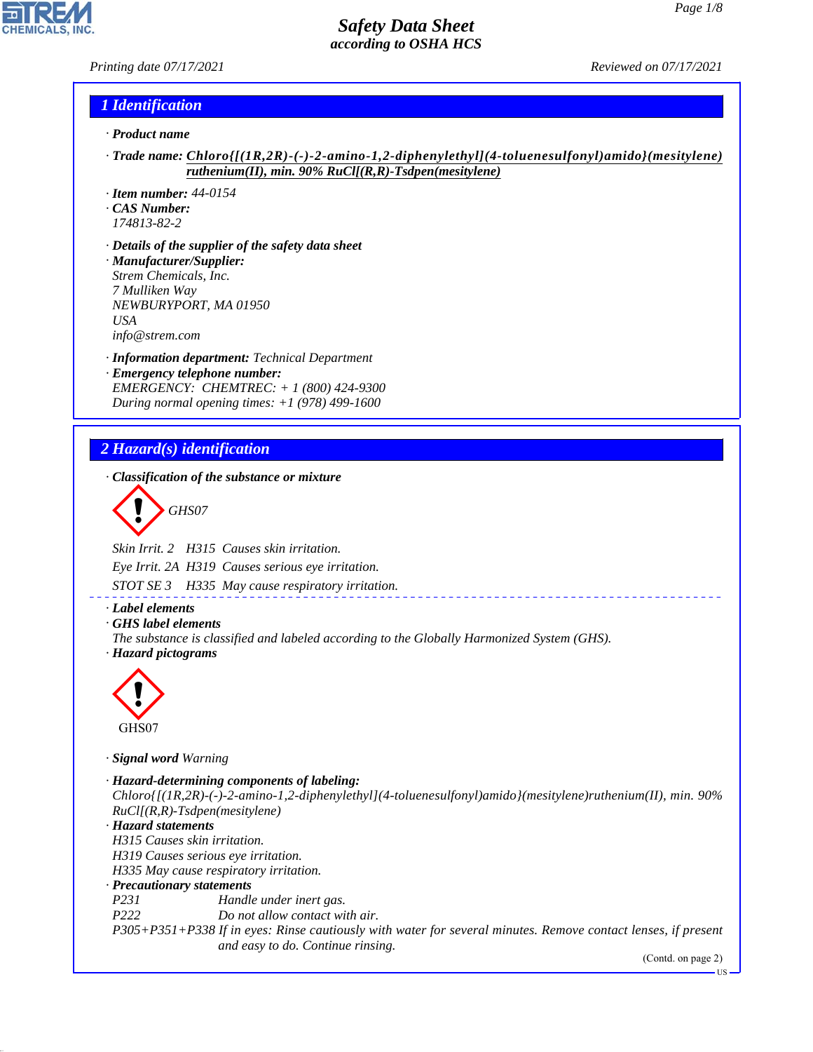# Safety Data Sheet
according to OSHA HCS

Printing date 07/17/2021 Reviewed on 07/17/2021

## 1 Identification

· **Product name**

· **Trade name:** **Chloro{[(1R,2R)-(-)-2-amino-1,2-diphenylethyl](4-toluenesulfonyl)amido}(mesitylene)ruthenium(II), min. 90% RuCl[(R,R)-Tsdpen(mesitylene)**

· **Item number:** 44-0154
· **CAS Number:**
174813-82-2

· **Details of the supplier of the safety data sheet**
· **Manufacturer/Supplier:**
Strem Chemicals, Inc.
7 Mulliken Way
NEWBURYPORT, MA 01950
USA
info@strem.com

· **Information department:** Technical Department
· **Emergency telephone number:**
EMERGENCY: CHEMTREC: + 1 (800) 424-9300
During normal opening times: +1 (978) 499-1600

## 2 Hazard(s) identification

· **Classification of the substance or mixture**

GHS07

Skin Irrit. 2 H315 Causes skin irritation.

Eye Irrit. 2A H319 Causes serious eye irritation.

STOT SE 3 H335 May cause respiratory irritation.

· **Label elements**
· **GHS label elements**
The substance is classified and labeled according to the Globally Harmonized System (GHS).
· **Hazard pictograms**

GHS07

· **Signal word** Warning

· **Hazard-determining components of labeling:**
Chloro{[(1R,2R)-(-)-2-amino-1,2-diphenylethyl](4-toluenesulfonyl)amido}(mesitylene)ruthenium(II), min. 90% RuCl[(R,R)-Tsdpen(mesitylene)
· **Hazard statements**
H315 Causes skin irritation.
H319 Causes serious eye irritation.
H335 May cause respiratory irritation.
· **Precautionary statements**

P231 Handle under inert gas.
P222 Do not allow contact with air.
P305+P351+P338 If in eyes: Rinse cautiously with water for several minutes. Remove contact lenses, if present and easy to do. Continue rinsing.

(Contd. on page 2)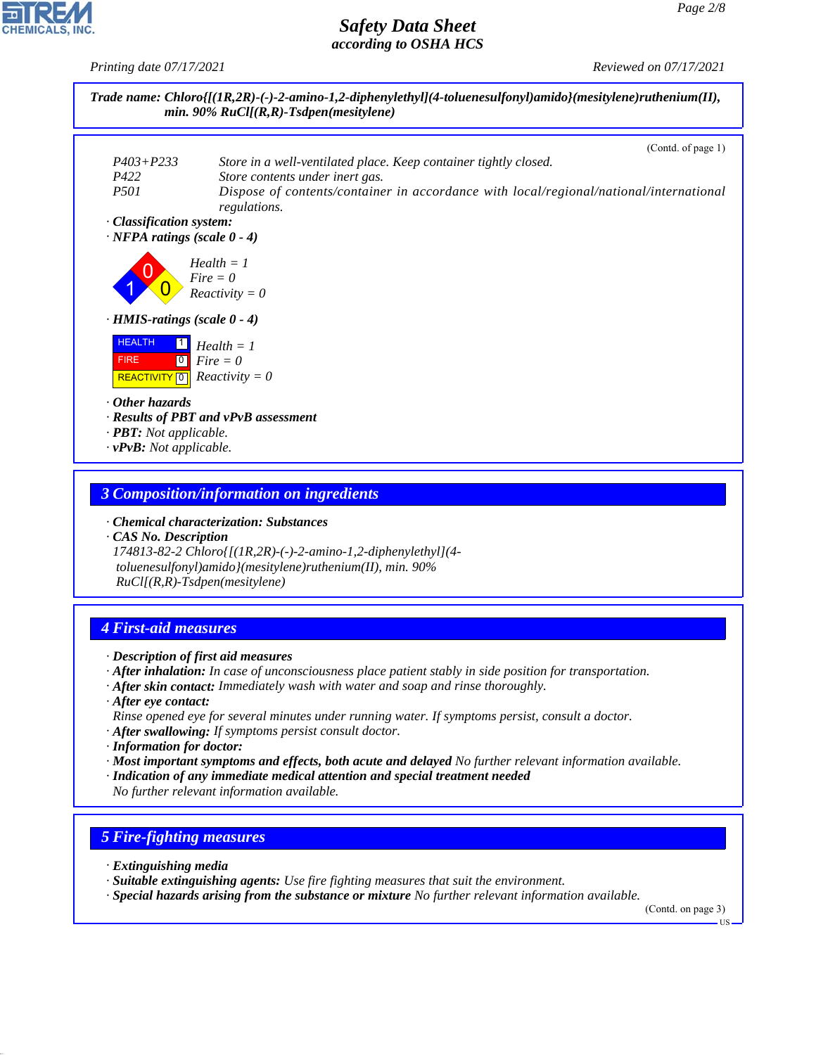**Trade name: Chloro{[(1R,2R)-(-)-2-amino-1,2-diphenylethyl](4-toluenesulfonyl)amido}(mesitylene)ruthenium(II), min. 90% RuCl[(R,R)-Tsdpen(mesitylene)**

(Contd. of page 1)

| | |
|---|---|
| P403+P233 | Store in a well-ventilated place. Keep container tightly closed. |
| P422 | Store contents under inert gas. |
| P501 | Dispose of contents/container in accordance with local/regional/national/international regulations. |

· **Classification system:**

· **NFPA ratings (scale 0 - 4)**

Health = 1
Fire = 0
Reactivity = 0

· **HMIS-ratings (scale 0 - 4)**

| | | |
|---|---|---|
| HEALTH | 1 | Health = 1 |
| FIRE | 0 | Fire = 0 |
| REACTIVITY | 0 | Reactivity = 0 |

· **Other hazards**
· **Results of PBT and vPvB assessment**
· **PBT:** Not applicable.
· **vPvB:** Not applicable.

## 3 Composition/information on ingredients

· **Chemical characterization: Substances**
· **CAS No. Description**
174813-82-2 Chloro{[(1R,2R)-(-)-2-amino-1,2-diphenylethyl](4-toluenesulfonyl)amido}(mesitylene)ruthenium(II), min. 90% RuCl[(R,R)-Tsdpen(mesitylene)

## 4 First-aid measures

· **Description of first aid measures**
· **After inhalation:** In case of unconsciousness place patient stably in side position for transportation.
· **After skin contact:** Immediately wash with water and soap and rinse thoroughly.
· **After eye contact:**
Rinse opened eye for several minutes under running water. If symptoms persist, consult a doctor.
· **After swallowing:** If symptoms persist consult doctor.
· **Information for doctor:**
· **Most important symptoms and effects, both acute and delayed** No further relevant information available.
· **Indication of any immediate medical attention and special treatment needed**
No further relevant information available.

## 5 Fire-fighting measures

· **Extinguishing media**
· **Suitable extinguishing agents:** Use fire fighting measures that suit the environment.
· **Special hazards arising from the substance or mixture** No further relevant information available.

(Contd. on page 3)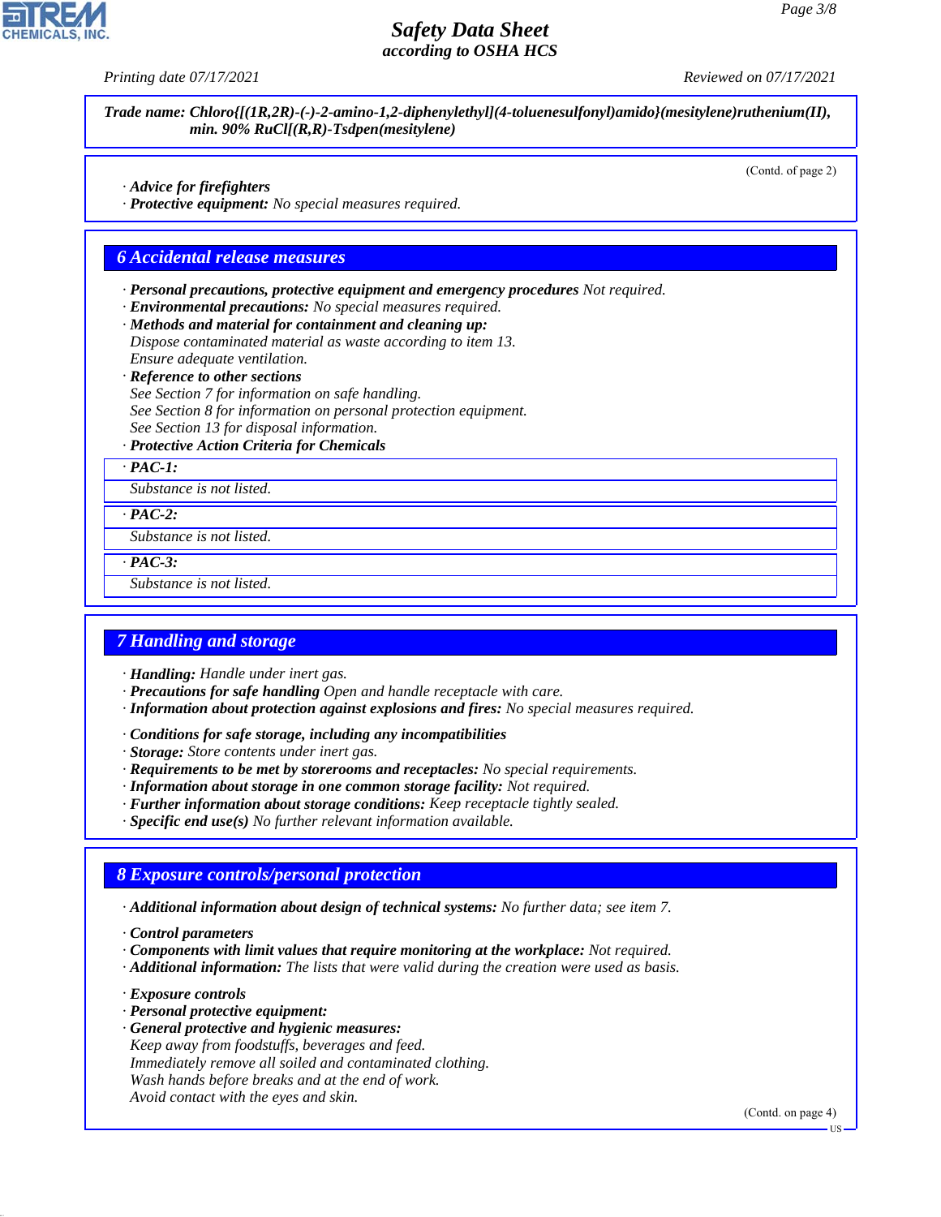**Trade name: Chloro{[(1R,2R)-(-)-2-amino-1,2-diphenylethyl](4-toluenesulfonyl)amido}(mesitylene)ruthenium(II), min. 90% RuCl[(R,R)-Tsdpen(mesitylene)**

(Contd. of page 2)

· **Advice for firefighters**
· **Protective equipment:** No special measures required.

## 6 Accidental release measures

· **Personal precautions, protective equipment and emergency procedures** Not required.
· **Environmental precautions:** No special measures required.
· **Methods and material for containment and cleaning up:**
Dispose contaminated material as waste according to item 13.
Ensure adequate ventilation.
· **Reference to other sections**
See Section 7 for information on safe handling.
See Section 8 for information on personal protection equipment.
See Section 13 for disposal information.
· **Protective Action Criteria for Chemicals**

· **PAC-1:**
Substance is not listed.

· **PAC-2:**
Substance is not listed.

· **PAC-3:**
Substance is not listed.

## 7 Handling and storage

· **Handling:** Handle under inert gas.
· **Precautions for safe handling** Open and handle receptacle with care.
· **Information about protection against explosions and fires:** No special measures required.

· **Conditions for safe storage, including any incompatibilities**
· **Storage:** Store contents under inert gas.
· **Requirements to be met by storerooms and receptacles:** No special requirements.
· **Information about storage in one common storage facility:** Not required.
· **Further information about storage conditions:** Keep receptacle tightly sealed.
· **Specific end use(s)** No further relevant information available.

## 8 Exposure controls/personal protection

· **Additional information about design of technical systems:** No further data; see item 7.

· **Control parameters**
· **Components with limit values that require monitoring at the workplace:** Not required.
· **Additional information:** The lists that were valid during the creation were used as basis.

· **Exposure controls**
· **Personal protective equipment:**
· **General protective and hygienic measures:**
Keep away from foodstuffs, beverages and feed.
Immediately remove all soiled and contaminated clothing.
Wash hands before breaks and at the end of work.
Avoid contact with the eyes and skin.

(Contd. on page 4)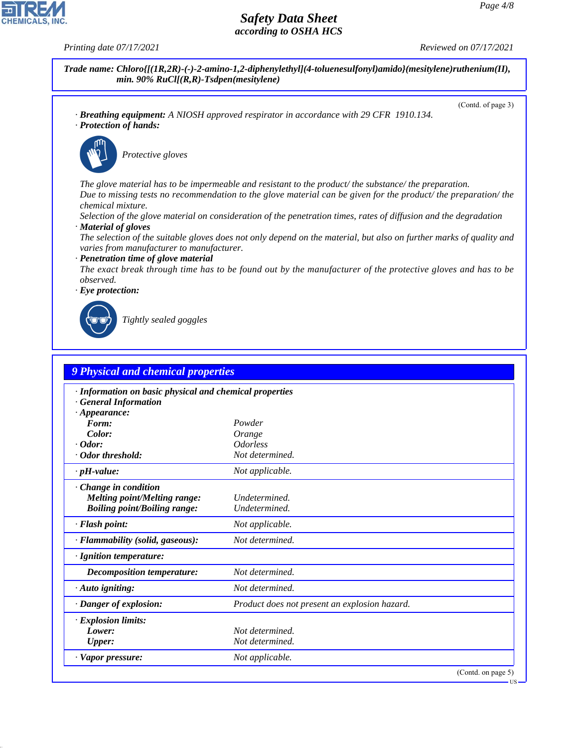**Trade name: Chloro{[(1R,2R)-(-)-2-amino-1,2-diphenylethyl](4-toluenesulfonyl)amido}(mesitylene)ruthenium(II), min. 90% RuCl[(R,R)-Tsdpen(mesitylene)**

(Contd. of page 3)

· **Breathing equipment:** A NIOSH approved respirator in accordance with 29 CFR 1910.134.

· **Protection of hands:**

Protective gloves

The glove material has to be impermeable and resistant to the product/ the substance/ the preparation.
Due to missing tests no recommendation to the glove material can be given for the product/ the preparation/ the chemical mixture.
Selection of the glove material on consideration of the penetration times, rates of diffusion and the degradation

· **Material of gloves**
The selection of the suitable gloves does not only depend on the material, but also on further marks of quality and varies from manufacturer to manufacturer.

· **Penetration time of glove material**
The exact break through time has to be found out by the manufacturer of the protective gloves and has to be observed.

· **Eye protection:**

Tightly sealed goggles

## 9 Physical and chemical properties

| | |
|---|---|
| · **Information on basic physical and chemical properties** | |
| · **General Information** | |
| · **Appearance:** | |
| **Form:** | Powder |
| **Color:** | Orange |
| · **Odor:** | Odorless |
| · **Odor threshold:** | Not determined. |
| · **pH-value:** | Not applicable. |
| · **Change in condition** | |
| **Melting point/Melting range:** | Undetermined. |
| **Boiling point/Boiling range:** | Undetermined. |
| · **Flash point:** | Not applicable. |
| · **Flammability (solid, gaseous):** | Not determined. |
| · **Ignition temperature:** | |
| **Decomposition temperature:** | Not determined. |
| · **Auto igniting:** | Not determined. |
| · **Danger of explosion:** | Product does not present an explosion hazard. |
| · **Explosion limits:** | |
| **Lower:** | Not determined. |
| **Upper:** | Not determined. |
| · **Vapor pressure:** | Not applicable. |

(Contd. on page 5)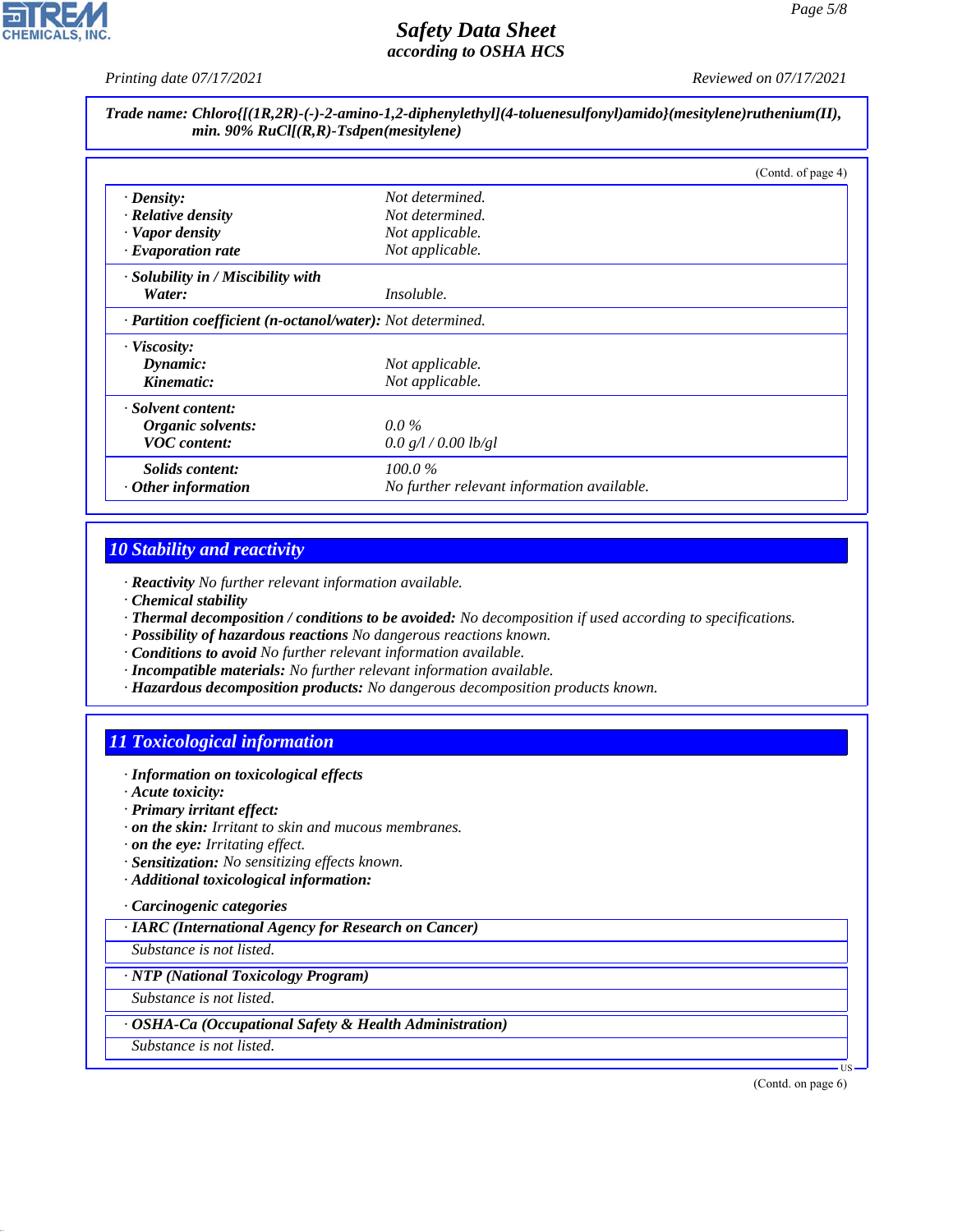**Trade name: Chloro{[(1R,2R)-(-)-2-amino-1,2-diphenylethyl](4-toluenesulfonyl)amido}(mesitylene)ruthenium(II), min. 90% RuCl[(R,R)-Tsdpen(mesitylene)**

(Contd. of page 4)

| | |
|---|---|
| · **Density:** | Not determined. |
| · **Relative density** | Not determined. |
| · **Vapor density** | Not applicable. |
| · **Evaporation rate** | Not applicable. |
| · **Solubility in / Miscibility with** | |
| **Water:** | Insoluble. |
| · **Partition coefficient (n-octanol/water):** | Not determined. |
| · **Viscosity:** | |
| **Dynamic:** | Not applicable. |
| **Kinematic:** | Not applicable. |
| · **Solvent content:** | |
| **Organic solvents:** | 0.0 % |
| **VOC content:** | 0.0 g/l / 0.00 lb/gl |
| **Solids content:** | 100.0 % |
| · **Other information** | No further relevant information available. |

## 10 Stability and reactivity

· **Reactivity** No further relevant information available.
· **Chemical stability**
· **Thermal decomposition / conditions to be avoided:** No decomposition if used according to specifications.
· **Possibility of hazardous reactions** No dangerous reactions known.
· **Conditions to avoid** No further relevant information available.
· **Incompatible materials:** No further relevant information available.
· **Hazardous decomposition products:** No dangerous decomposition products known.

## 11 Toxicological information

· **Information on toxicological effects**
· **Acute toxicity:**
· **Primary irritant effect:**
· **on the skin:** Irritant to skin and mucous membranes.
· **on the eye:** Irritating effect.
· **Sensitization:** No sensitizing effects known.
· **Additional toxicological information:**

· **Carcinogenic categories**

· **IARC (International Agency for Research on Cancer)**

Substance is not listed.

· **NTP (National Toxicology Program)**

Substance is not listed.

· **OSHA-Ca (Occupational Safety & Health Administration)**

Substance is not listed.

(Contd. on page 6)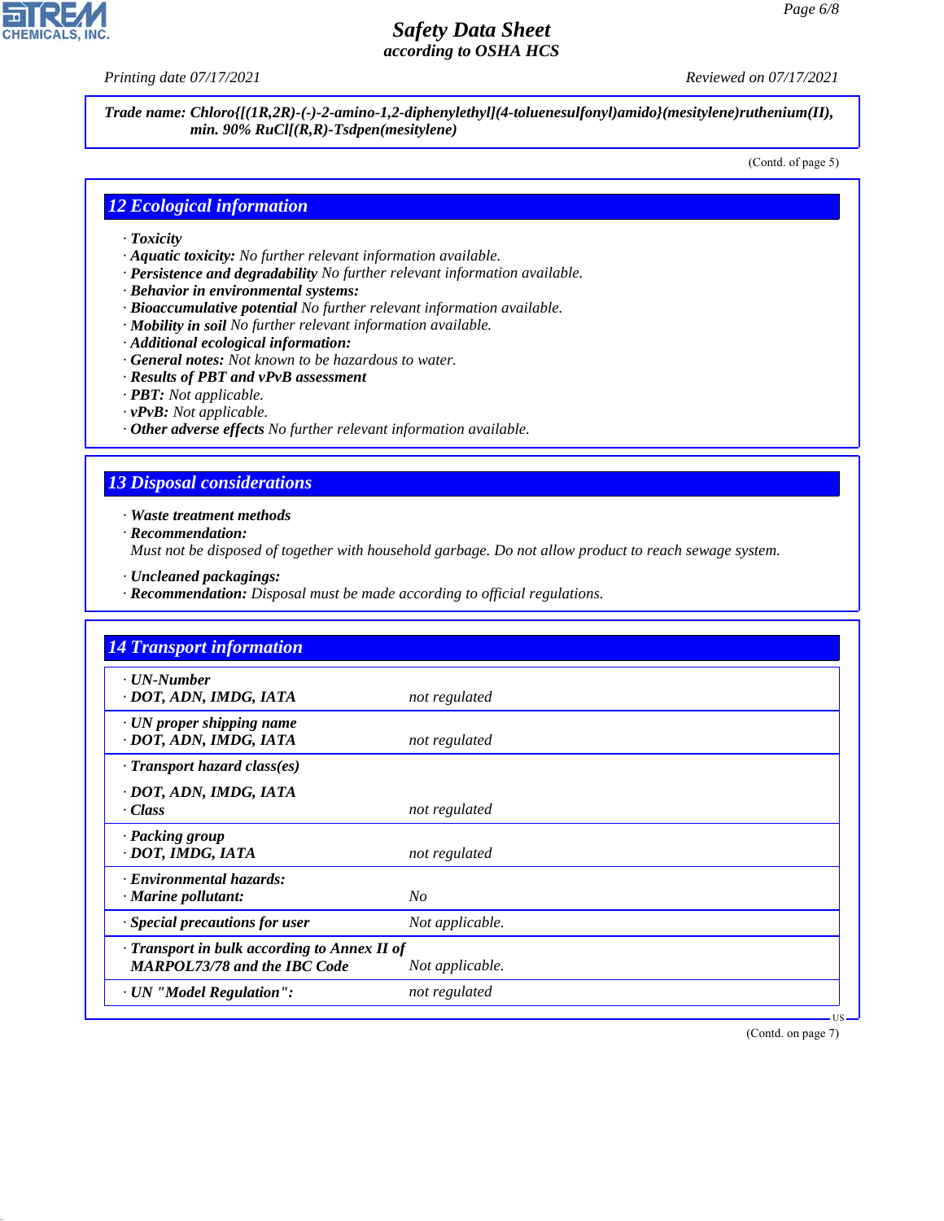**Trade name: Chloro{[(1R,2R)-(-)-2-amino-1,2-diphenylethyl](4-toluenesulfonyl)amido}(mesitylene)ruthenium(II), min. 90% RuCl[(R,R)-Tsdpen(mesitylene)**

(Contd. of page 5)

## 12 Ecological information

· **Toxicity**
· **Aquatic toxicity:** No further relevant information available.
· **Persistence and degradability** No further relevant information available.
· **Behavior in environmental systems:**
· **Bioaccumulative potential** No further relevant information available.
· **Mobility in soil** No further relevant information available.
· **Additional ecological information:**
· **General notes:** Not known to be hazardous to water.
· **Results of PBT and vPvB assessment**
· **PBT:** Not applicable.
· **vPvB:** Not applicable.
· **Other adverse effects** No further relevant information available.

## 13 Disposal considerations

· **Waste treatment methods**
· **Recommendation:**
Must not be disposed of together with household garbage. Do not allow product to reach sewage system.

· **Uncleaned packagings:**
· **Recommendation:** Disposal must be made according to official regulations.

## 14 Transport information

| | |
|---|---|
| · **UN-Number** | |
| · **DOT, ADN, IMDG, IATA** | not regulated |
| · **UN proper shipping name** | |
| · **DOT, ADN, IMDG, IATA** | not regulated |
| · **Transport hazard class(es)** | |
| · **DOT, ADN, IMDG, IATA** | |
| · **Class** | not regulated |
| · **Packing group** | |
| · **DOT, IMDG, IATA** | not regulated |
| · **Environmental hazards:** | |
| · **Marine pollutant:** | No |
| · **Special precautions for user** | Not applicable. |
| · **Transport in bulk according to Annex II of MARPOL73/78 and the IBC Code** | Not applicable. |
| · **UN "Model Regulation":** | not regulated |

(Contd. on page 7)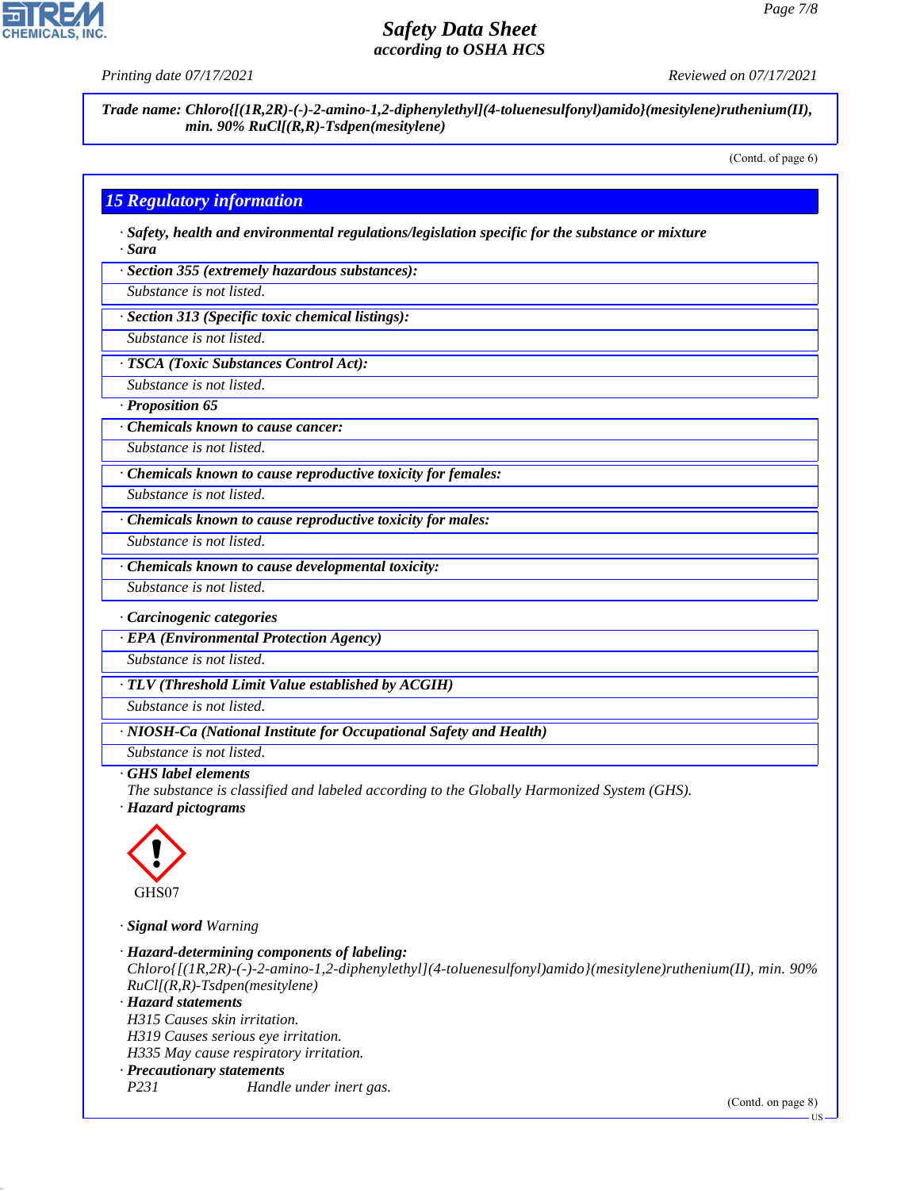**Trade name: Chloro{[(1R,2R)-(-)-2-amino-1,2-diphenylethyl](4-toluenesulfonyl)amido}(mesitylene)ruthenium(II), min. 90% RuCl[(R,R)-Tsdpen(mesitylene)**

(Contd. of page 6)

## 15 Regulatory information

· **Safety, health and environmental regulations/legislation specific for the substance or mixture**

· **Sara**

· **Section 355 (extremely hazardous substances):**
Substance is not listed.

· **Section 313 (Specific toxic chemical listings):**
Substance is not listed.

· **TSCA (Toxic Substances Control Act):**
Substance is not listed.

· **Proposition 65**

· **Chemicals known to cause cancer:**
Substance is not listed.

· **Chemicals known to cause reproductive toxicity for females:**
Substance is not listed.

· **Chemicals known to cause reproductive toxicity for males:**
Substance is not listed.

· **Chemicals known to cause developmental toxicity:**
Substance is not listed.

· **Carcinogenic categories**

· **EPA (Environmental Protection Agency)**
Substance is not listed.

· **TLV (Threshold Limit Value established by ACGIH)**
Substance is not listed.

· **NIOSH-Ca (National Institute for Occupational Safety and Health)**
Substance is not listed.

· **GHS label elements**
The substance is classified and labeled according to the Globally Harmonized System (GHS).

· **Hazard pictograms**

GHS07

· **Signal word** Warning

· **Hazard-determining components of labeling:**
Chloro{[(1R,2R)-(-)-2-amino-1,2-diphenylethyl](4-toluenesulfonyl)amido}(mesitylene)ruthenium(II), min. 90% RuCl[(R,R)-Tsdpen(mesitylene)

· **Hazard statements**
H315 Causes skin irritation.
H319 Causes serious eye irritation.
H335 May cause respiratory irritation.

· **Precautionary statements**
P231 Handle under inert gas.

(Contd. on page 8)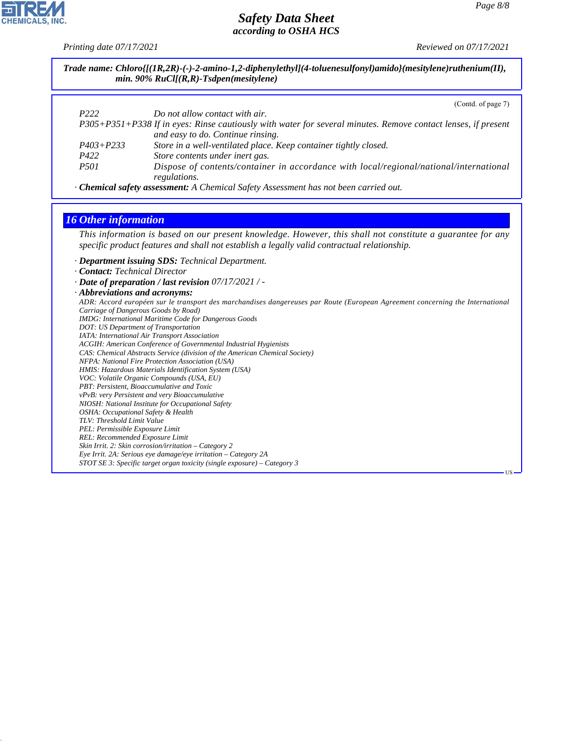**Trade name: Chloro{[(1R,2R)-(-)-2-amino-1,2-diphenylethyl](4-toluenesulfonyl)amido}(mesitylene)ruthenium(II), min. 90% RuCl[(R,R)-Tsdpen(mesitylene)**

(Contd. of page 7)

| | |
|---|---|
| P222 | Do not allow contact with air. |
| P305+P351+P338 | If in eyes: Rinse cautiously with water for several minutes. Remove contact lenses, if present and easy to do. Continue rinsing. |
| P403+P233 | Store in a well-ventilated place. Keep container tightly closed. |
| P422 | Store contents under inert gas. |
| P501 | Dispose of contents/container in accordance with local/regional/national/international regulations. |

· **Chemical safety assessment:** A Chemical Safety Assessment has not been carried out.

## 16 Other information

This information is based on our present knowledge. However, this shall not constitute a guarantee for any specific product features and shall not establish a legally valid contractual relationship.

· **Department issuing SDS:** Technical Department.
· **Contact:** Technical Director
· **Date of preparation / last revision** 07/17/2021 / -
· **Abbreviations and acronyms:**

ADR: Accord européen sur le transport des marchandises dangereuses par Route (European Agreement concerning the International Carriage of Dangerous Goods by Road)
IMDG: International Maritime Code for Dangerous Goods
DOT: US Department of Transportation
IATA: International Air Transport Association
ACGIH: American Conference of Governmental Industrial Hygienists
CAS: Chemical Abstracts Service (division of the American Chemical Society)
NFPA: National Fire Protection Association (USA)
HMIS: Hazardous Materials Identification System (USA)
VOC: Volatile Organic Compounds (USA, EU)
PBT: Persistent, Bioaccumulative and Toxic
vPvB: very Persistent and very Bioaccumulative
NIOSH: National Institute for Occupational Safety
OSHA: Occupational Safety & Health
TLV: Threshold Limit Value
PEL: Permissible Exposure Limit
REL: Recommended Exposure Limit
Skin Irrit. 2: Skin corrosion/irritation – Category 2
Eye Irrit. 2A: Serious eye damage/eye irritation – Category 2A
STOT SE 3: Specific target organ toxicity (single exposure) – Category 3